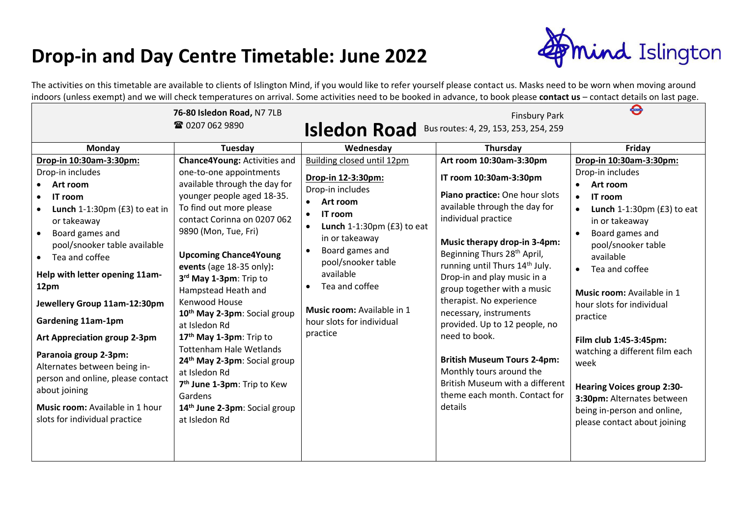# Drop-in and Day Centre Timetable: June 2022

The activities on this timetable are available to clients of Islington Mind, if you would like to refer yourself please contact us. Masks need to be worn when moving around indoors (unless exempt) and we will check temperatures on arrival. Some activities need to be booked in advance, to book please **contact us** – contact details on last page.

## Isledon Road

**76-80 Isledon Road,** N7 7LB
☎ 0207 062 9890

Finsbury Park
Bus routes: 4, 29, 153, 253, 254, 259

| Monday | Tuesday | Wednesday | Thursday | Friday |
|---|---|---|---|---|
| **Drop-in 10:30am-3:30pm:**<br>Drop-in includes<br>• **Art room**<br>• **IT room**<br>• **Lunch** 1-1:30pm (£3) to eat in or takeaway<br>• Board games and pool/snooker table available<br>• Tea and coffee<br><br>**Help with letter opening 11am-12pm**<br><br>**Jewellery Group 11am-12:30pm**<br><br>**Gardening 11am-1pm**<br><br>**Art Appreciation group 2-3pm**<br><br>**Paranoia group 2-3pm:** Alternates between being in-person and online, please contact about joining<br><br>**Music room:** Available in 1 hour slots for individual practice | **Chance4Young:** Activities and one-to-one appointments available through the day for younger people aged 18-35. To find out more please contact Corinna on 0207 062 9890 (Mon, Tue, Fri)<br><br>**Upcoming Chance4Young events** (age 18-35 only)**:**<br>**3rd May 1-3pm**: Trip to Hampstead Heath and Kenwood House<br>**10th May 2-3pm**: Social group at Isledon Rd<br>**17th May 1-3pm**: Trip to Tottenham Hale Wetlands<br>**24th May 2-3pm**: Social group at Isledon Rd<br>**7th June 1-3pm**: Trip to Kew Gardens<br>**14th June 2-3pm**: Social group at Isledon Rd | Building closed until 12pm<br><br>**Drop-in 12-3:30pm:**<br>Drop-in includes<br>• **Art room**<br>• **IT room**<br>• **Lunch** 1-1:30pm (£3) to eat in or takeaway<br>• Board games and pool/snooker table available<br>• Tea and coffee<br><br>**Music room:** Available in 1 hour slots for individual practice | **Art room 10:30am-3:30pm**<br><br>**IT room 10:30am-3:30pm**<br><br>**Piano practice:** One hour slots available through the day for individual practice<br><br>**Music therapy drop-in 3-4pm:** Beginning Thurs 28th April, running until Thurs 14th July. Drop-in and play music in a group together with a music therapist. No experience necessary, instruments provided. Up to 12 people, no need to book.<br><br>**British Museum Tours 2-4pm:** Monthly tours around the British Museum with a different theme each month. Contact for details | **Drop-in 10:30am-3:30pm:**<br>Drop-in includes<br>• **Art room**<br>• **IT room**<br>• **Lunch** 1-1:30pm (£3) to eat in or takeaway<br>• Board games and pool/snooker table available<br>• Tea and coffee<br><br>**Music room:** Available in 1 hour slots for individual practice<br><br>**Film club 1:45-3:45pm:** watching a different film each week<br><br>**Hearing Voices group 2:30-3:30pm:** Alternates between being in-person and online, please contact about joining |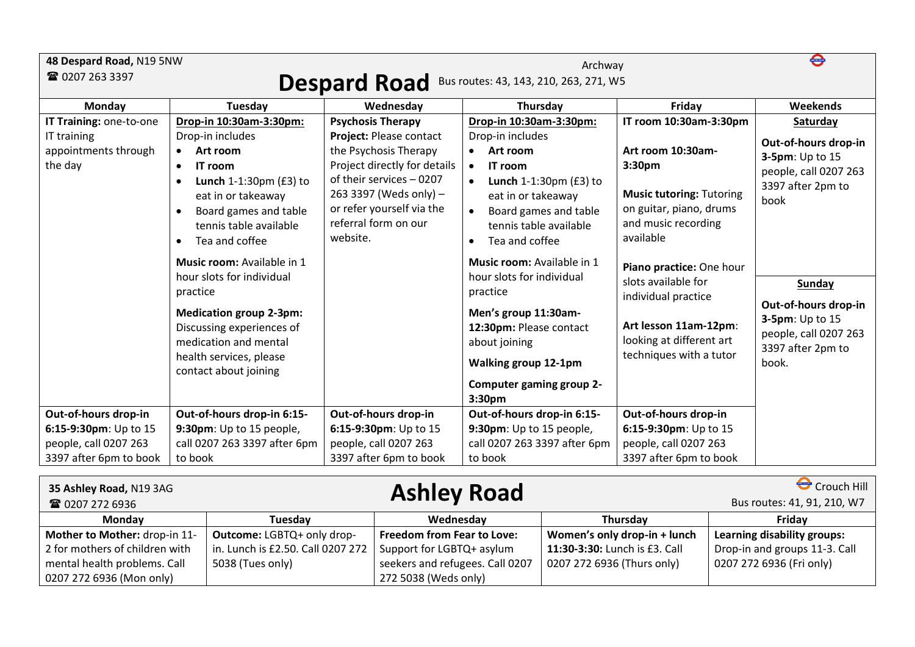**48 Despard Road,** N19 5NW
☎ 0207 263 3397

## Despard Road

Archway
Bus routes: 43, 143, 210, 263, 271, W5

| Monday | Tuesday | Wednesday | Thursday | Friday | Weekends |
|---|---|---|---|---|---|
| **IT Training:** one-to-one IT training appointments through the day | **Drop-in 10:30am-3:30pm:** Drop-in includes<br>• **Art room**<br>• **IT room**<br>• **Lunch** 1-1:30pm (£3) to eat in or takeaway<br>• Board games and table tennis table available<br>• Tea and coffee<br><br>**Music room:** Available in 1 hour slots for individual practice<br><br>**Medication group 2-3pm:** Discussing experiences of medication and mental health services, please contact about joining | **Psychosis Therapy Project:** Please contact the Psychosis Therapy Project directly for details of their services – 0207 263 3397 (Weds only) – or refer yourself via the referral form on our website. | **Drop-in 10:30am-3:30pm:** Drop-in includes<br>• **Art room**<br>• **IT room**<br>• **Lunch** 1-1:30pm (£3) to eat in or takeaway<br>• Board games and table tennis table available<br>• Tea and coffee<br><br>**Music room:** Available in 1 hour slots for individual practice<br><br>**Men's group 11:30am-12:30pm:** Please contact about joining<br><br>**Walking group 12-1pm**<br><br>**Computer gaming group 2-3:30pm** | **IT room 10:30am-3:30pm**<br><br>**Art room 10:30am-3:30pm**<br><br>**Music tutoring:** Tutoring on guitar, piano, drums and music recording available<br><br>**Piano practice:** One hour slots available for individual practice<br><br>**Art lesson 11am-12pm:** looking at different art techniques with a tutor | **Saturday**<br><br>**Out-of-hours drop-in 3-5pm:** Up to 15 people, call 0207 263 3397 after 2pm to book<br><br>**Sunday**<br><br>**Out-of-hours drop-in 3-5pm:** Up to 15 people, call 0207 263 3397 after 2pm to book. |
| **Out-of-hours drop-in 6:15-9:30pm:** Up to 15 people, call 0207 263 3397 after 6pm to book | **Out-of-hours drop-in 6:15-9:30pm:** Up to 15 people, call 0207 263 3397 after 6pm to book | **Out-of-hours drop-in 6:15-9:30pm:** Up to 15 people, call 0207 263 3397 after 6pm to book | **Out-of-hours drop-in 6:15-9:30pm:** Up to 15 people, call 0207 263 3397 after 6pm to book | **Out-of-hours drop-in 6:15-9:30pm:** Up to 15 people, call 0207 263 3397 after 6pm to book | |

**35 Ashley Road,** N19 3AG
☎ 0207 272 6936

## Ashley Road

Crouch Hill
Bus routes: 41, 91, 210, W7

| Monday | Tuesday | Wednesday | Thursday | Friday |
|---|---|---|---|---|
| **Mother to Mother:** drop-in 11-2 for mothers of children with mental health problems. Call 0207 272 6936 (Mon only) | **Outcome:** LGBTQ+ only drop-in. Lunch is £2.50. Call 0207 272 5038 (Tues only) | **Freedom from Fear to Love:** Support for LGBTQ+ asylum seekers and refugees. Call 0207 272 5038 (Weds only) | **Women's only drop-in + lunch 11:30-3:30:** Lunch is £3. Call 0207 272 6936 (Thurs only) | **Learning disability groups:** Drop-in and groups 11-3. Call 0207 272 6936 (Fri only) |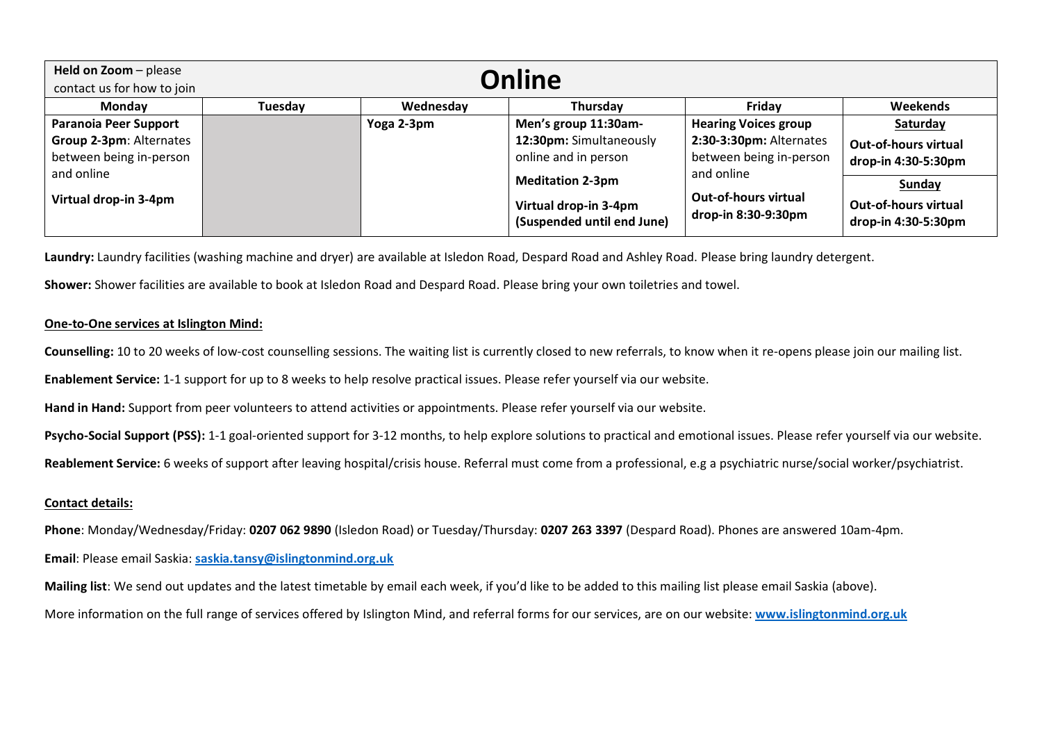| **Held on Zoom** – please contact us for how to join | **Online** | | | | |
|---|---|---|---|---|---|
| **Monday** | **Tuesday** | **Wednesday** | **Thursday** | **Friday** | **Weekends** |
| **Paranoia Peer Support Group 2-3pm**: Alternates between being in-person and online<br><br>**Virtual drop-in 3-4pm** | | **Yoga 2-3pm** | **Men's group 11:30am-12:30pm:** Simultaneously online and in person<br><br>**Meditation 2-3pm**<br><br>**Virtual drop-in 3-4pm (Suspended until end June)** | **Hearing Voices group 2:30-3:30pm:** Alternates between being in-person and online<br><br>**Out-of-hours virtual drop-in 8:30-9:30pm** | **Saturday**<br>**Out-of-hours virtual drop-in 4:30-5:30pm**<br><br>**Sunday**<br>**Out-of-hours virtual drop-in 4:30-5:30pm** |

**Laundry:** Laundry facilities (washing machine and dryer) are available at Isledon Road, Despard Road and Ashley Road. Please bring laundry detergent.

**Shower:** Shower facilities are available to book at Isledon Road and Despard Road. Please bring your own toiletries and towel.

**One-to-One services at Islington Mind:**

**Counselling:** 10 to 20 weeks of low-cost counselling sessions. The waiting list is currently closed to new referrals, to know when it re-opens please join our mailing list.

**Enablement Service:** 1-1 support for up to 8 weeks to help resolve practical issues. Please refer yourself via our website.

**Hand in Hand:** Support from peer volunteers to attend activities or appointments. Please refer yourself via our website.

**Psycho-Social Support (PSS):** 1-1 goal-oriented support for 3-12 months, to help explore solutions to practical and emotional issues. Please refer yourself via our website.

**Reablement Service:** 6 weeks of support after leaving hospital/crisis house. Referral must come from a professional, e.g a psychiatric nurse/social worker/psychiatrist.

**Contact details:**

**Phone**: Monday/Wednesday/Friday: **0207 062 9890** (Isledon Road) or Tuesday/Thursday: **0207 263 3397** (Despard Road). Phones are answered 10am-4pm.

**Email**: Please email Saskia: **saskia.tansy@islingtonmind.org.uk**

**Mailing list**: We send out updates and the latest timetable by email each week, if you'd like to be added to this mailing list please email Saskia (above).

More information on the full range of services offered by Islington Mind, and referral forms for our services, are on our website: **www.islingtonmind.org.uk**